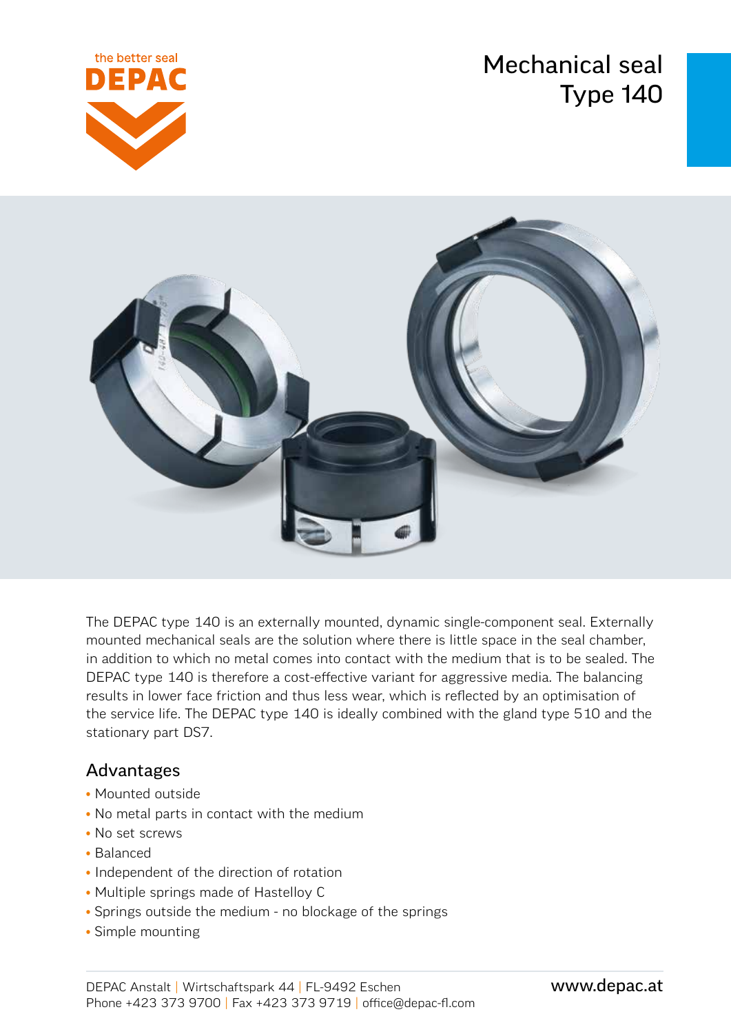# Mechanical seal Type 140

The DEPAC type 140 is an externally mounted, dynamic single-component seal. Externally mounted mechanical seals are the solution where there is little space in the seal chamber, in addition to which no metal comes into contact with the medium that is to be sealed. The DEPAC type 140 is therefore a cost-effective variant for aggressive media. The balancing results in lower face friction and thus less wear, which is reflected by an optimisation of the service life. The DEPAC type 140 is ideally combined with the gland type 510 and the stationary part DS7.

## Advantages

- Mounted outside
- No metal parts in contact with the medium
- No set screws
- Balanced
- Independent of the direction of rotation
- Multiple springs made of Hastelloy C
- Springs outside the medium - no blockage of the springs
- Simple mounting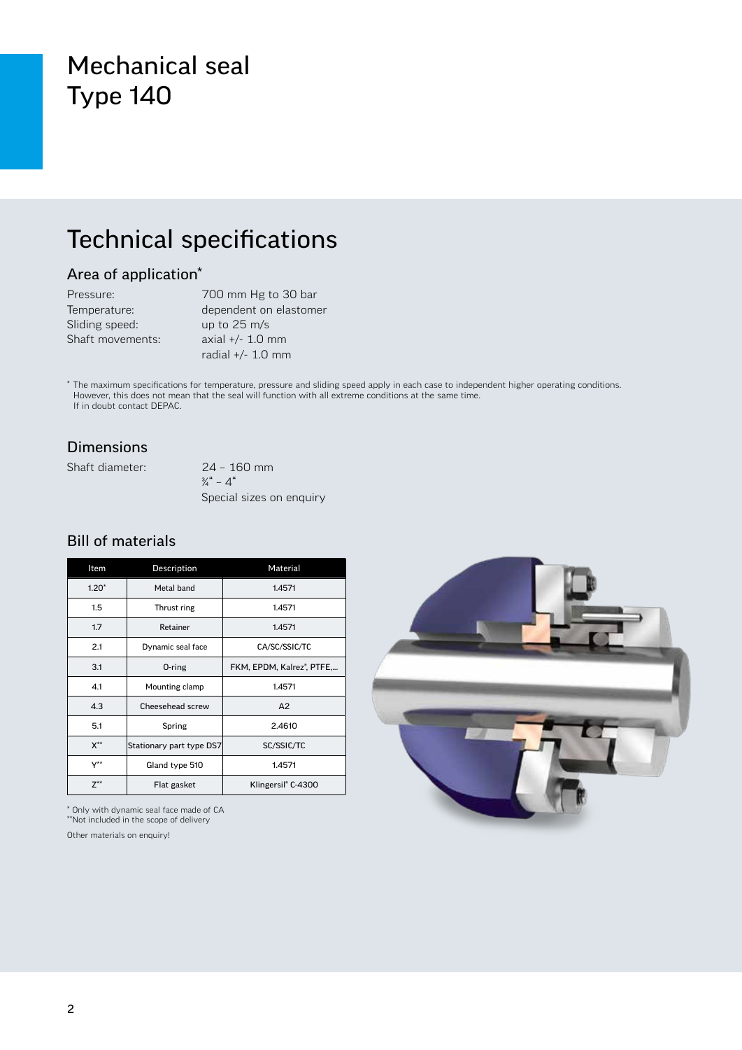# Mechanical seal
# Type 140

## Technical specifications

### Area of application*

| | |
|---|---|
| Pressure: | 700 mm Hg to 30 bar |
| Temperature: | dependent on elastomer |
| Sliding speed: | up to 25 m/s |
| Shaft movements: | axial +/- 1.0 mm<br>radial +/- 1.0 mm |

* The maximum specifications for temperature, pressure and sliding speed apply in each case to independent higher operating conditions. However, this does not mean that the seal will function with all extreme conditions at the same time. If in doubt contact DEPAC.

### Dimensions

| | |
|---|---|
| Shaft diameter: | 24 – 160 mm<br>¾" – 4"<br>Special sizes on enquiry |

### Bill of materials

| Item | Description | Material |
|---|---|---|
| 1.20* | Metal band | 1.4571 |
| 1.5 | Thrust ring | 1.4571 |
| 1.7 | Retainer | 1.4571 |
| 2.1 | Dynamic seal face | CA/SC/SSIC/TC |
| 3.1 | O-ring | FKM, EPDM, Kalrez®, PTFE,... |
| 4.1 | Mounting clamp | 1.4571 |
| 4.3 | Cheesehead screw | A2 |
| 5.1 | Spring | 2.4610 |
| X** | Stationary part type DS7 | SC/SSIC/TC |
| Y** | Gland type 510 | 1.4571 |
| Z** | Flat gasket | Klingersil® C-4300 |

* Only with dynamic seal face made of CA
** Not included in the scope of delivery

Other materials on enquiry!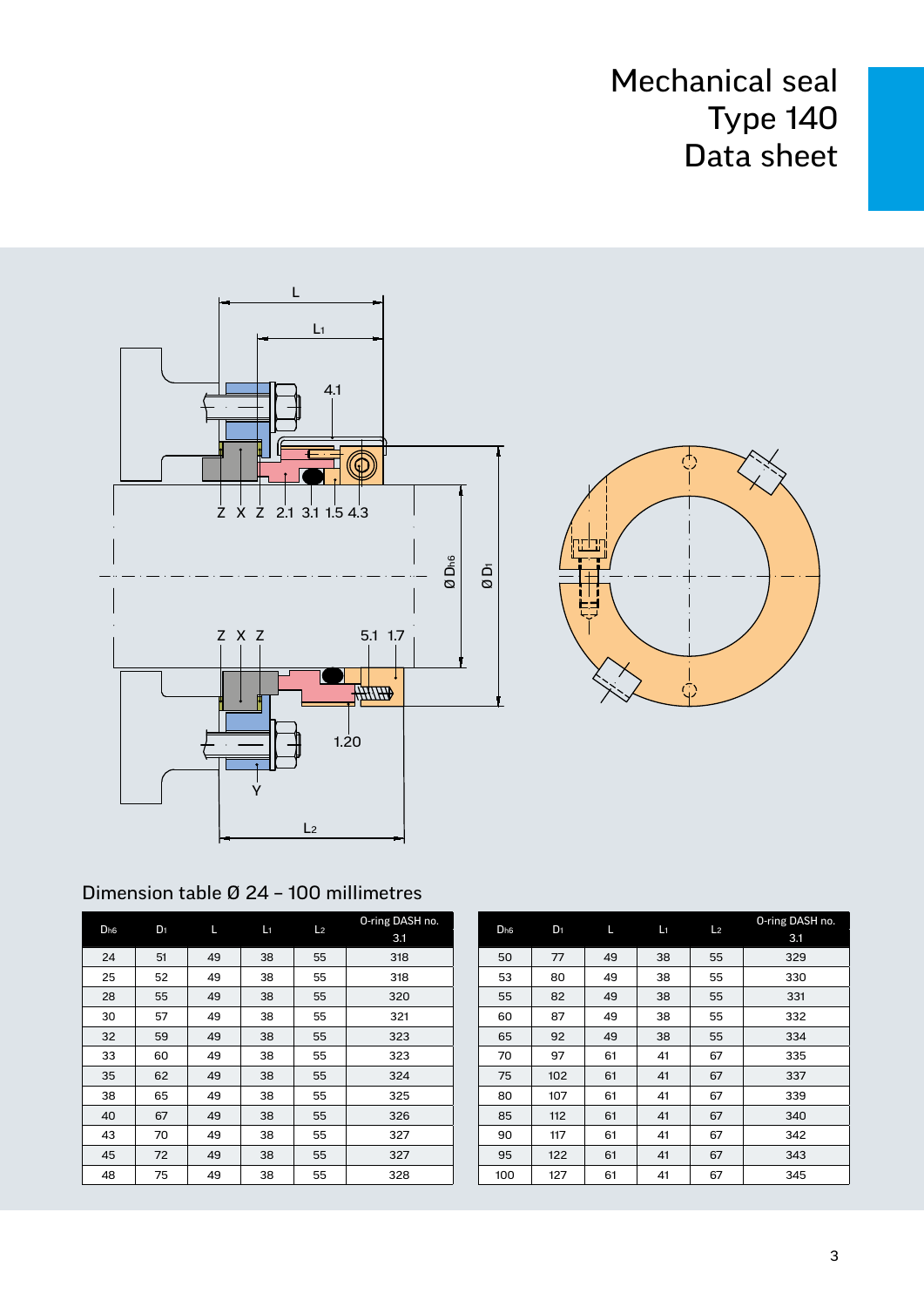# Mechanical seal
# Type 140
# Data sheet

## Dimension table Ø 24 – 100 millimetres

| $D_{h6}$ | $D_1$ | L | $L_1$ | $L_2$ | O-ring DASH no. 3.1 |
|---|---|---|---|---|---|
| 24 | 51 | 49 | 38 | 55 | 318 |
| 25 | 52 | 49 | 38 | 55 | 318 |
| 28 | 55 | 49 | 38 | 55 | 320 |
| 30 | 57 | 49 | 38 | 55 | 321 |
| 32 | 59 | 49 | 38 | 55 | 323 |
| 33 | 60 | 49 | 38 | 55 | 323 |
| 35 | 62 | 49 | 38 | 55 | 324 |
| 38 | 65 | 49 | 38 | 55 | 325 |
| 40 | 67 | 49 | 38 | 55 | 326 |
| 43 | 70 | 49 | 38 | 55 | 327 |
| 45 | 72 | 49 | 38 | 55 | 327 |
| 48 | 75 | 49 | 38 | 55 | 328 |

| $D_{h6}$ | $D_1$ | L | $L_1$ | $L_2$ | O-ring DASH no. 3.1 |
|---|---|---|---|---|---|
| 50 | 77 | 49 | 38 | 55 | 329 |
| 53 | 80 | 49 | 38 | 55 | 330 |
| 55 | 82 | 49 | 38 | 55 | 331 |
| 60 | 87 | 49 | 38 | 55 | 332 |
| 65 | 92 | 49 | 38 | 55 | 334 |
| 70 | 97 | 61 | 41 | 67 | 335 |
| 75 | 102 | 61 | 41 | 67 | 337 |
| 80 | 107 | 61 | 41 | 67 | 339 |
| 85 | 112 | 61 | 41 | 67 | 340 |
| 90 | 117 | 61 | 41 | 67 | 342 |
| 95 | 122 | 61 | 41 | 67 | 343 |
| 100 | 127 | 61 | 41 | 67 | 345 |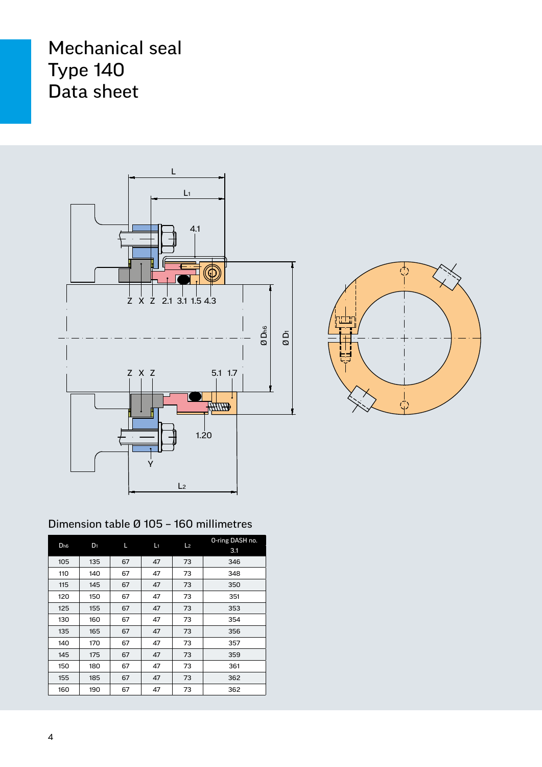# Mechanical seal
# Type 140
# Data sheet

## Dimension table Ø 105 – 160 millimetres

| $D_{h6}$ | $D_1$ | L | $L_1$ | $L_2$ | O-ring DASH no. 3.1 |
|---|---|---|---|---|---|
| 105 | 135 | 67 | 47 | 73 | 346 |
| 110 | 140 | 67 | 47 | 73 | 348 |
| 115 | 145 | 67 | 47 | 73 | 350 |
| 120 | 150 | 67 | 47 | 73 | 351 |
| 125 | 155 | 67 | 47 | 73 | 353 |
| 130 | 160 | 67 | 47 | 73 | 354 |
| 135 | 165 | 67 | 47 | 73 | 356 |
| 140 | 170 | 67 | 47 | 73 | 357 |
| 145 | 175 | 67 | 47 | 73 | 359 |
| 150 | 180 | 67 | 47 | 73 | 361 |
| 155 | 185 | 67 | 47 | 73 | 362 |
| 160 | 190 | 67 | 47 | 73 | 362 |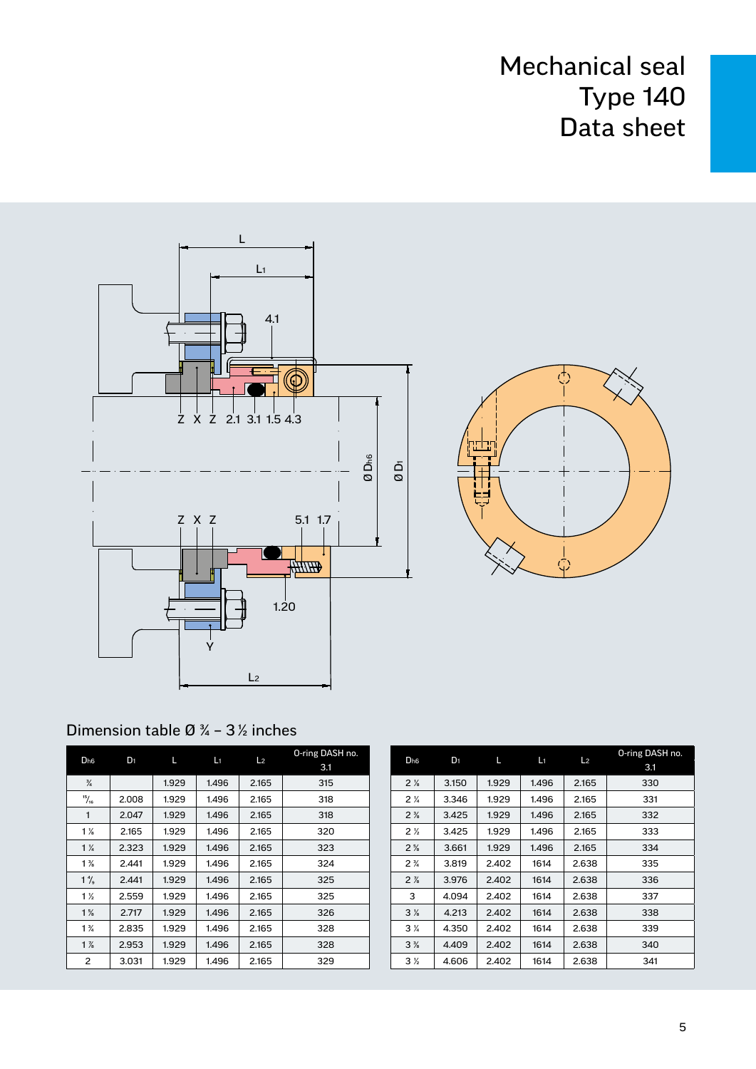# Mechanical seal Type 140 Data sheet

## Dimension table Ø ¾ – 3 ½ inches

| $D_{h6}$ | $D_1$ | L | $L_1$ | $L_2$ | O-ring DASH no. 3.1 |
|---|---|---|---|---|---|
| ¾ | | 1.929 | 1.496 | 2.165 | 315 |
| ¹⁵⁄₁₆ | 2.008 | 1.929 | 1.496 | 2.165 | 318 |
| 1 | 2.047 | 1.929 | 1.496 | 2.165 | 318 |
| 1 ⅛ | 2.165 | 1.929 | 1.496 | 2.165 | 320 |
| 1 ¼ | 2.323 | 1.929 | 1.496 | 2.165 | 323 |
| 1 ⅜ | 2.441 | 1.929 | 1.496 | 2.165 | 324 |
| 1 ⁷⁄₁₆ | 2.441 | 1.929 | 1.496 | 2.165 | 325 |
| 1 ½ | 2.559 | 1.929 | 1.496 | 2.165 | 325 |
| 1 ⅝ | 2.717 | 1.929 | 1.496 | 2.165 | 326 |
| 1 ¾ | 2.835 | 1.929 | 1.496 | 2.165 | 328 |
| 1 ⅞ | 2.953 | 1.929 | 1.496 | 2.165 | 328 |
| 2 | 3.031 | 1.929 | 1.496 | 2.165 | 329 |

| $D_{h6}$ | $D_1$ | L | $L_1$ | $L_2$ | O-ring DASH no. 3.1 |
|---|---|---|---|---|---|
| 2 ⅛ | 3.150 | 1.929 | 1.496 | 2.165 | 330 |
| 2 ¼ | 3.346 | 1.929 | 1.496 | 2.165 | 331 |
| 2 ⅜ | 3.425 | 1.929 | 1.496 | 2.165 | 332 |
| 2 ½ | 3.425 | 1.929 | 1.496 | 2.165 | 333 |
| 2 ⅝ | 3.661 | 1.929 | 1.496 | 2.165 | 334 |
| 2 ¾ | 3.819 | 2.402 | 1614 | 2.638 | 335 |
| 2 ⅞ | 3.976 | 2.402 | 1614 | 2.638 | 336 |
| 3 | 4.094 | 2.402 | 1614 | 2.638 | 337 |
| 3 ⅛ | 4.213 | 2.402 | 1614 | 2.638 | 338 |
| 3 ¼ | 4.350 | 2.402 | 1614 | 2.638 | 339 |
| 3 ⅜ | 4.409 | 2.402 | 1614 | 2.638 | 340 |
| 3 ½ | 4.606 | 2.402 | 1614 | 2.638 | 341 |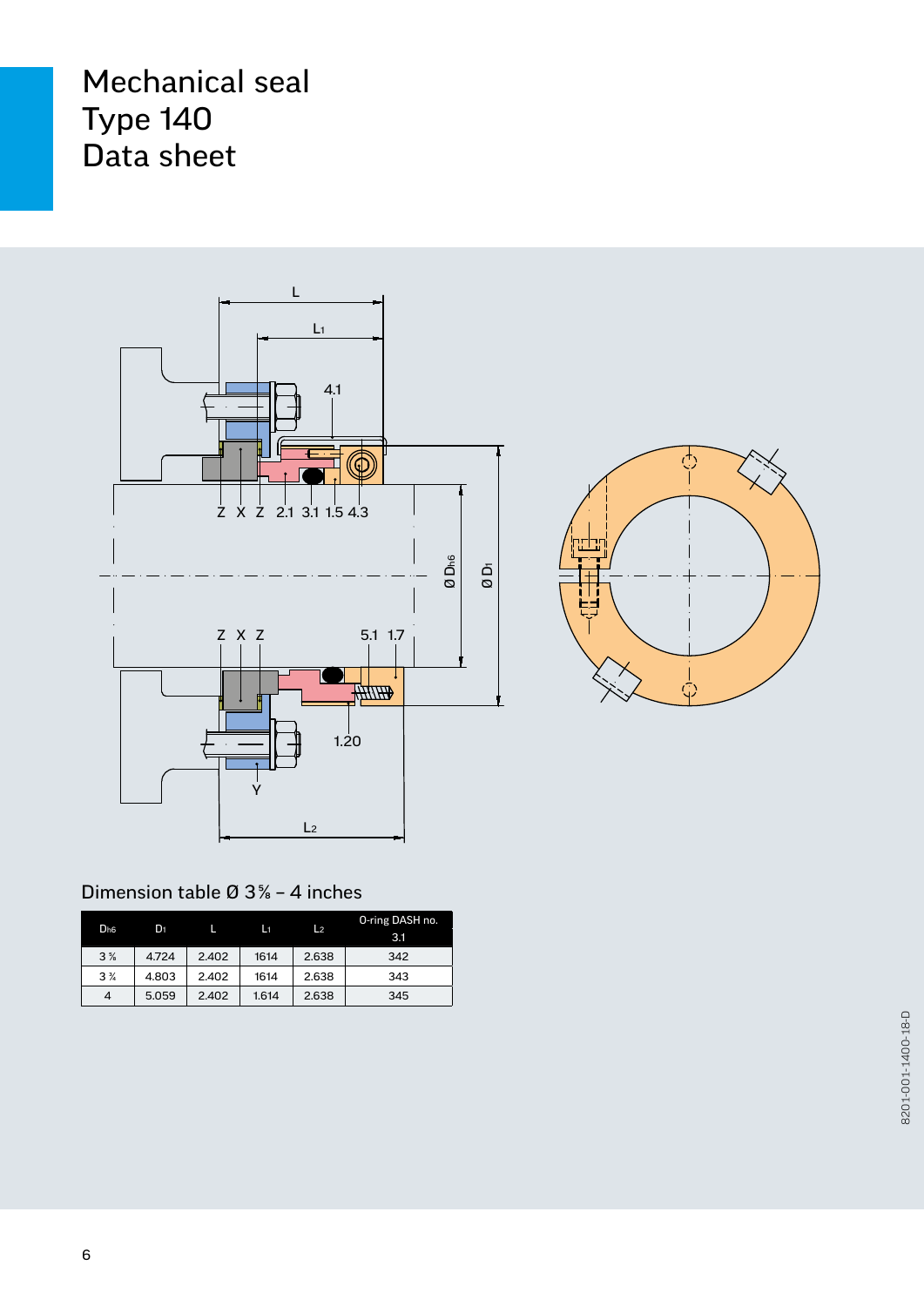# Mechanical seal
# Type 140
# Data sheet

L

$L_1$

4.1

Z X Z 2.1 3.1 1.5 4.3

Ø $D_{h6}$

Ø $D_1$

Z X Z

5.1 1.7

1.20

Y

$L_2$

## Dimension table Ø 3⅝ – 4 inches

| $D_{h6}$ | $D_1$ | L | $L_1$ | $L_2$ | O-ring DASH no. 3.1 |
|---|---|---|---|---|---|
| 3 ⅝ | 4.724 | 2.402 | 1614 | 2.638 | 342 |
| 3 ¾ | 4.803 | 2.402 | 1614 | 2.638 | 343 |
| 4 | 5.059 | 2.402 | 1.614 | 2.638 | 345 |

8201-001-1400-18-D